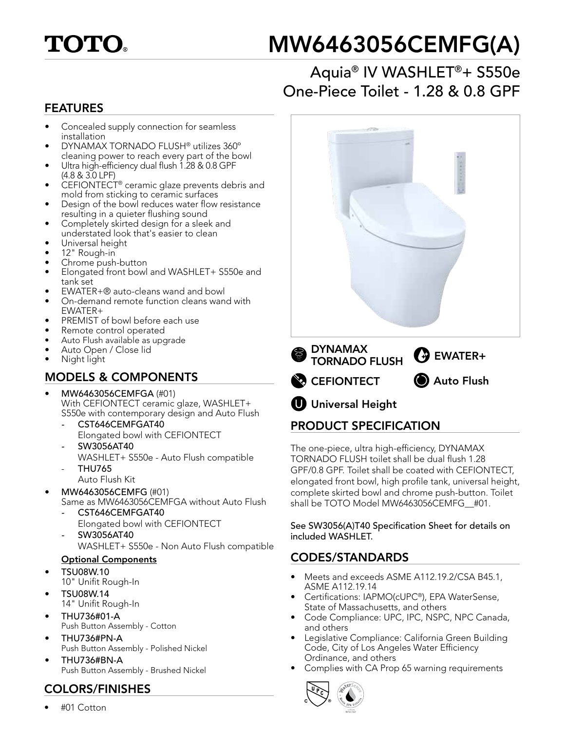TOTO®

# MW6463056CEMFG(A)

## Aquia® IV WASHLET®+ S550e One-Piece Toilet - 1.28 & 0.8 GPF

## FEATURES

- Concealed supply connection for seamless installation
- DYNAMAX TORNADO FLUSH® utilizes 360º cleaning power to reach every part of the bowl
- Ultra high-efficiency dual flush 1.28 & 0.8 GPF (4.8 & 3.0 LPF)
- CEFIONTECT® ceramic glaze prevents debris and mold from sticking to ceramic surfaces
- Design of the bowl reduces water flow resistance resulting in a quieter flushing sound
- Completely skirted design for a sleek and understated look that's easier to clean
- Universal height
- 12" Rough-in
- Chrome push-button
- Elongated front bowl and WASHLET+ S550e and tank set
- EWATER+® auto-cleans wand and bowl
- On-demand remote function cleans wand with EWATER+
- PREMIST of bowl before each use
- Remote control operated
- Auto Flush available as upgrade
- Auto Open / Close lid
- Night light

## MODELS & COMPONENTS

- **MW6463056CEMFGA** (#01)
  With CEFIONTECT ceramic glaze, WASHLET+ S550e with contemporary design and Auto Flush
  - **CST646CEMFGAT40**
    Elongated bowl with CEFIONTECT
  - **SW3056AT40**
    WASHLET+ S550e - Auto Flush compatible
  - **THU765**
    Auto Flush Kit
- **MW6463056CEMFG** (#01)
  Same as MW6463056CEMFGA without Auto Flush
  - **CST646CEMFGAT40**
    Elongated bowl with CEFIONTECT
  - **SW3056AT40**
    WASHLET+ S550e - Non Auto Flush compatible

**Optional Components**

- **TSU08W.10**
  10" Unifit Rough-In
- **TSU08W.14**
  14" Unifit Rough-In
- **THU736#01-A**
  Push Button Assembly - Cotton
- **THU736#PN-A**
  Push Button Assembly - Polished Nickel
- **THU736#BN-A**
  Push Button Assembly - Brushed Nickel

## COLORS/FINISHES

- #01 Cotton

**DYNAMAX TORNADO FLUSH** | **EWATER+** | **CEFIONTECT** | **Auto Flush** | **Universal Height**

## PRODUCT SPECIFICATION

The one-piece, ultra high-efficiency, DYNAMAX TORNADO FLUSH toilet shall be dual flush 1.28 GPF/0.8 GPF. Toilet shall be coated with CEFIONTECT, elongated front bowl, high profile tank, universal height, complete skirted bowl and chrome push-button. Toilet shall be TOTO Model MW6463056CEMFG__#01.

See SW3056(A)T40 Specification Sheet for details on included WASHLET.

## CODES/STANDARDS

- Meets and exceeds ASME A112.19.2/CSA B45.1, ASME A112.19.14
- Certifications: IAPMO(cUPC®), EPA WaterSense, State of Massachusetts, and others
- Code Compliance: UPC, IPC, NSPC, NPC Canada, and others
- Legislative Compliance: California Green Building Code, City of Los Angeles Water Efficiency Ordinance, and others
- Complies with CA Prop 65 warning requirements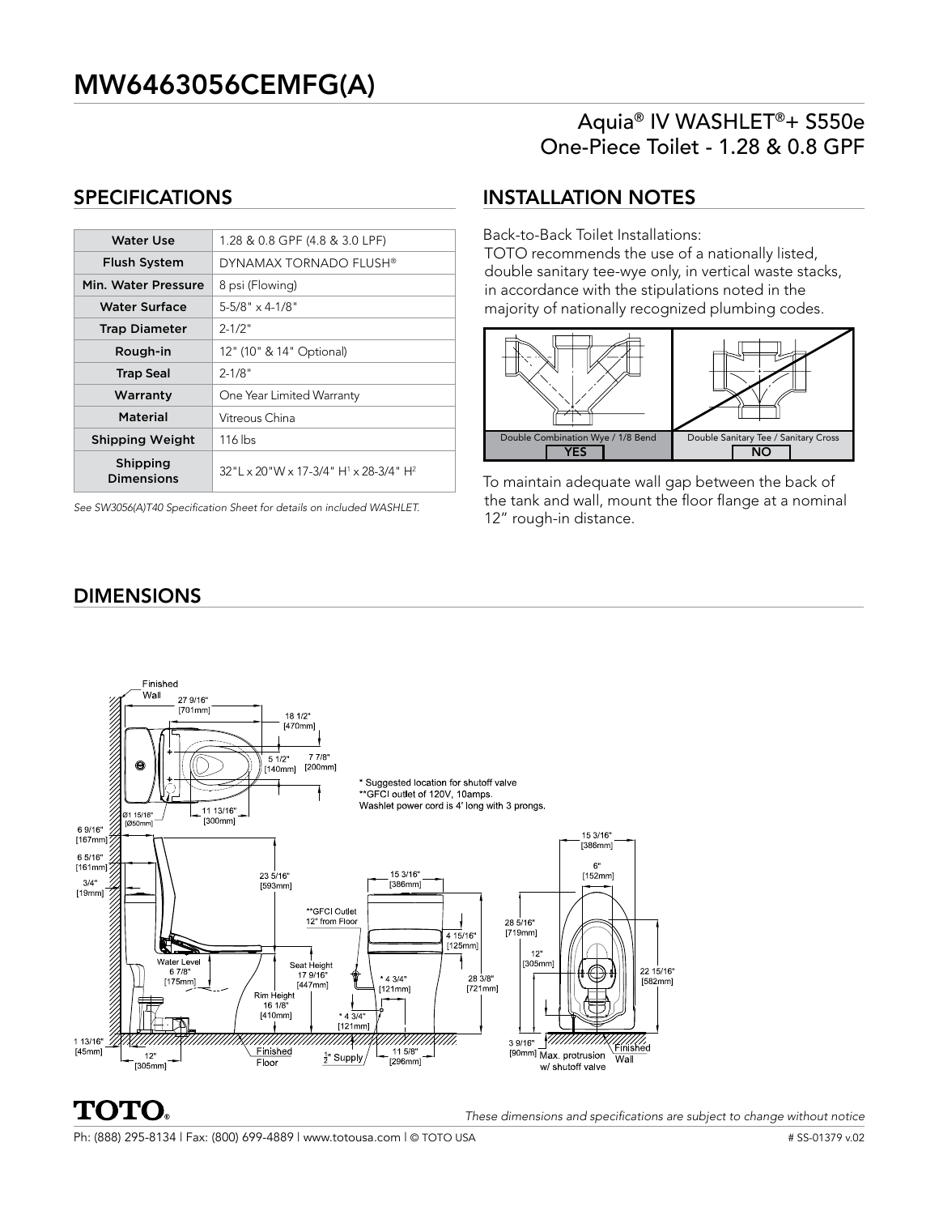# MW6463056CEMFG(A)

Aquia® IV WASHLET®+ S550e
One-Piece Toilet - 1.28 & 0.8 GPF

## SPECIFICATIONS

| | |
|---|---|
| Water Use | 1.28 & 0.8 GPF (4.8 & 3.0 LPF) |
| Flush System | DYNAMAX TORNADO FLUSH® |
| Min. Water Pressure | 8 psi (Flowing) |
| Water Surface | 5-5/8" x 4-1/8" |
| Trap Diameter | 2-1/2" |
| Rough-in | 12" (10" & 14" Optional) |
| Trap Seal | 2-1/8" |
| Warranty | One Year Limited Warranty |
| Material | Vitreous China |
| Shipping Weight | 116 lbs |
| Shipping Dimensions | 32"L x 20"W x 17-3/4" H[1] x 28-3/4" H[2] |

*See SW3056(A)T40 Specification Sheet for details on included WASHLET.*

## INSTALLATION NOTES

Back-to-Back Toilet Installations:
TOTO recommends the use of a nationally listed, double sanitary tee-wye only, in vertical waste stacks, in accordance with the stipulations noted in the majority of nationally recognized plumbing codes.

Double Combination Wye / 1/8 Bend
YES

Double Sanitary Tee / Sanitary Cross
NO

To maintain adequate wall gap between the back of the tank and wall, mount the floor flange at a nominal 12" rough-in distance.

## DIMENSIONS

Finished Wall
27 9/16" [701mm]
18 1/2" [470mm]
5 1/2" [140mm]
7 7/8" [200mm]
Ø1 15/16" [Ø50mm]
11 13/16" [300mm]
6 9/16" [167mm]
6 5/16" [161mm]
3/4" [19mm]
23 5/16" [593mm]
15 3/16" [386mm]
**GFCI Outlet 12" from Floor
4 15/16" [125mm]
28 3/8" [721mm]
Water Level 6 7/8" [175mm]
Seat Height 17 9/16" [447mm]
Rim Height 16 1/8" [410mm]
* 4 3/4" [121mm]
* 4 3/4" [121mm]
1 13/16" [45mm]
12" [305mm]
Finished Floor
1/2" Supply
11 5/8" [296mm]

\* Suggested location for shutoff valve
\*\*GFCI outlet of 120V, 10amps.
Washlet power cord is 4' long with 3 prongs.

15 3/16" [386mm]
6" [152mm]
28 5/16" [719mm]
12" [305mm]
22 15/16" [582mm]
3 9/16" [90mm] Max. protrusion w/ shutoff valve
Finished Wall

*These dimensions and specifications are subject to change without notice*

Ph: (888) 295-8134 | Fax: (800) 699-4889 | www.totousa.com | © TOTO USA

# SS-01379 v.02